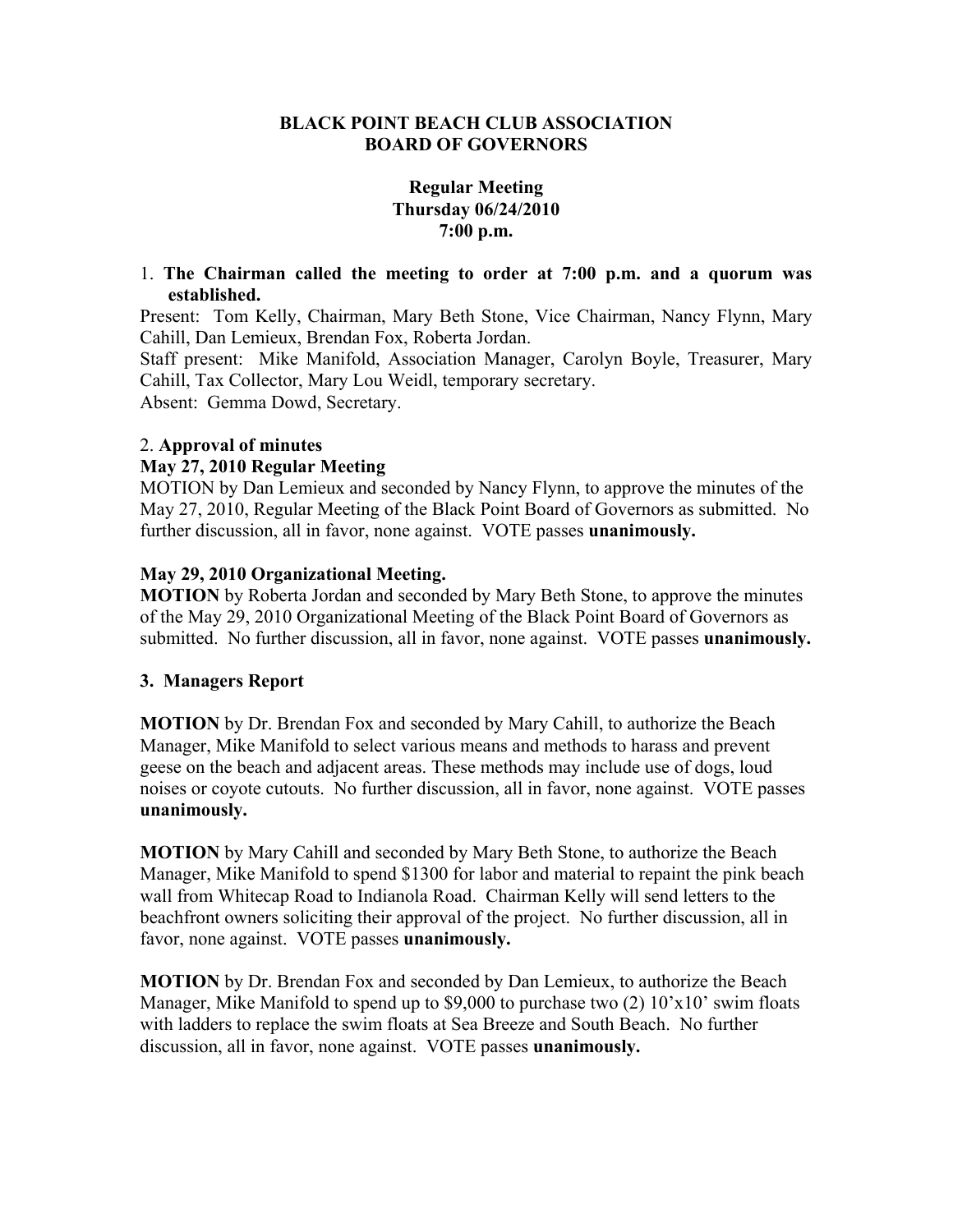# BLACK POINT BEACH CLUB ASSOCIATION
# BOARD OF GOVERNORS

### Regular Meeting
### Thursday 06/24/2010
### 7:00 p.m.

1. **The Chairman called the meeting to order at 7:00 p.m. and a quorum was established.**

Present: Tom Kelly, Chairman, Mary Beth Stone, Vice Chairman, Nancy Flynn, Mary Cahill, Dan Lemieux, Brendan Fox, Roberta Jordan.
Staff present: Mike Manifold, Association Manager, Carolyn Boyle, Treasurer, Mary Cahill, Tax Collector, Mary Lou Weidl, temporary secretary.
Absent: Gemma Dowd, Secretary.

2. **Approval of minutes**

**May 27, 2010 Regular Meeting**

MOTION by Dan Lemieux and seconded by Nancy Flynn, to approve the minutes of the May 27, 2010, Regular Meeting of the Black Point Board of Governors as submitted. No further discussion, all in favor, none against. VOTE passes **unanimously.**

**May 29, 2010 Organizational Meeting.**

**MOTION** by Roberta Jordan and seconded by Mary Beth Stone, to approve the minutes of the May 29, 2010 Organizational Meeting of the Black Point Board of Governors as submitted. No further discussion, all in favor, none against. VOTE passes **unanimously.**

**3. Managers Report**

**MOTION** by Dr. Brendan Fox and seconded by Mary Cahill, to authorize the Beach Manager, Mike Manifold to select various means and methods to harass and prevent geese on the beach and adjacent areas. These methods may include use of dogs, loud noises or coyote cutouts. No further discussion, all in favor, none against. VOTE passes **unanimously.**

**MOTION** by Mary Cahill and seconded by Mary Beth Stone, to authorize the Beach Manager, Mike Manifold to spend $1300 for labor and material to repaint the pink beach wall from Whitecap Road to Indianola Road. Chairman Kelly will send letters to the beachfront owners soliciting their approval of the project. No further discussion, all in favor, none against. VOTE passes **unanimously.**

**MOTION** by Dr. Brendan Fox and seconded by Dan Lemieux, to authorize the Beach Manager, Mike Manifold to spend up to $9,000 to purchase two (2) 10'x10' swim floats with ladders to replace the swim floats at Sea Breeze and South Beach. No further discussion, all in favor, none against. VOTE passes **unanimously.**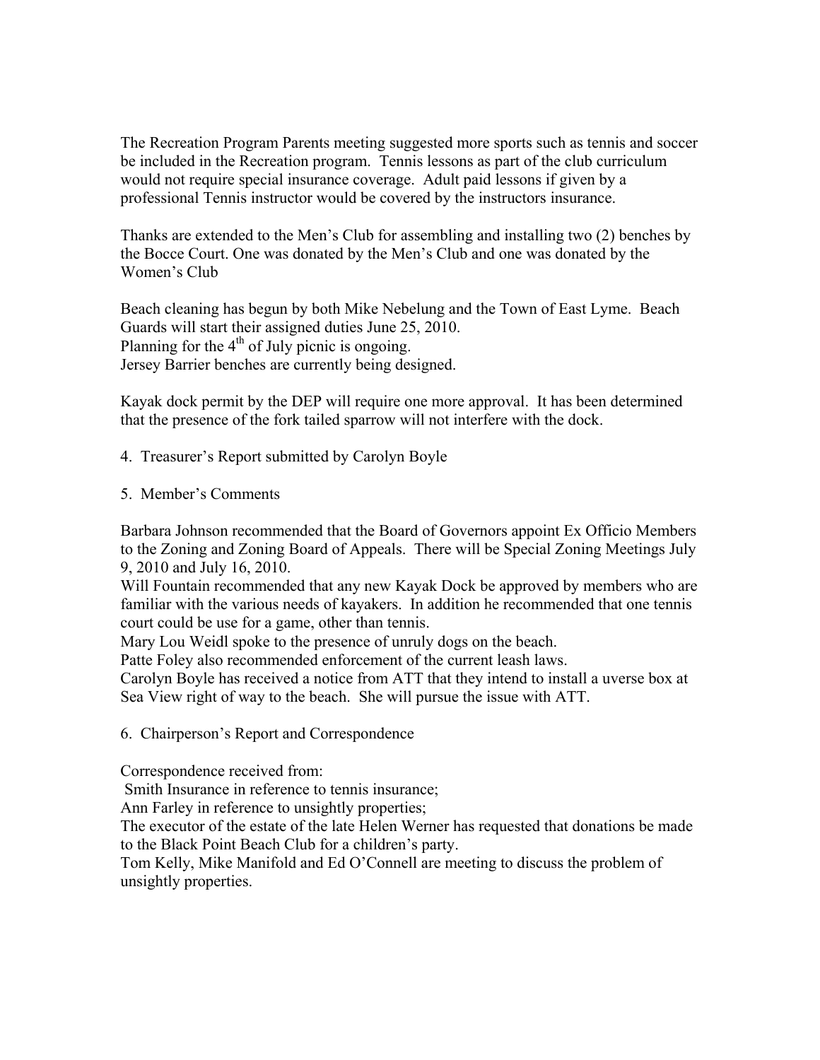The Recreation Program Parents meeting suggested more sports such as tennis and soccer be included in the Recreation program. Tennis lessons as part of the club curriculum would not require special insurance coverage. Adult paid lessons if given by a professional Tennis instructor would be covered by the instructors insurance.

Thanks are extended to the Men's Club for assembling and installing two (2) benches by the Bocce Court. One was donated by the Men's Club and one was donated by the Women's Club

Beach cleaning has begun by both Mike Nebelung and the Town of East Lyme. Beach Guards will start their assigned duties June 25, 2010.
Planning for the 4th of July picnic is ongoing.
Jersey Barrier benches are currently being designed.

Kayak dock permit by the DEP will require one more approval. It has been determined that the presence of the fork tailed sparrow will not interfere with the dock.

4. Treasurer's Report submitted by Carolyn Boyle

5. Member's Comments

Barbara Johnson recommended that the Board of Governors appoint Ex Officio Members to the Zoning and Zoning Board of Appeals. There will be Special Zoning Meetings July 9, 2010 and July 16, 2010.
Will Fountain recommended that any new Kayak Dock be approved by members who are familiar with the various needs of kayakers. In addition he recommended that one tennis court could be use for a game, other than tennis.
Mary Lou Weidl spoke to the presence of unruly dogs on the beach.
Patte Foley also recommended enforcement of the current leash laws.
Carolyn Boyle has received a notice from ATT that they intend to install a uverse box at Sea View right of way to the beach. She will pursue the issue with ATT.

6. Chairperson's Report and Correspondence

Correspondence received from:
Smith Insurance in reference to tennis insurance;
Ann Farley in reference to unsightly properties;
The executor of the estate of the late Helen Werner has requested that donations be made to the Black Point Beach Club for a children's party.
Tom Kelly, Mike Manifold and Ed O'Connell are meeting to discuss the problem of unsightly properties.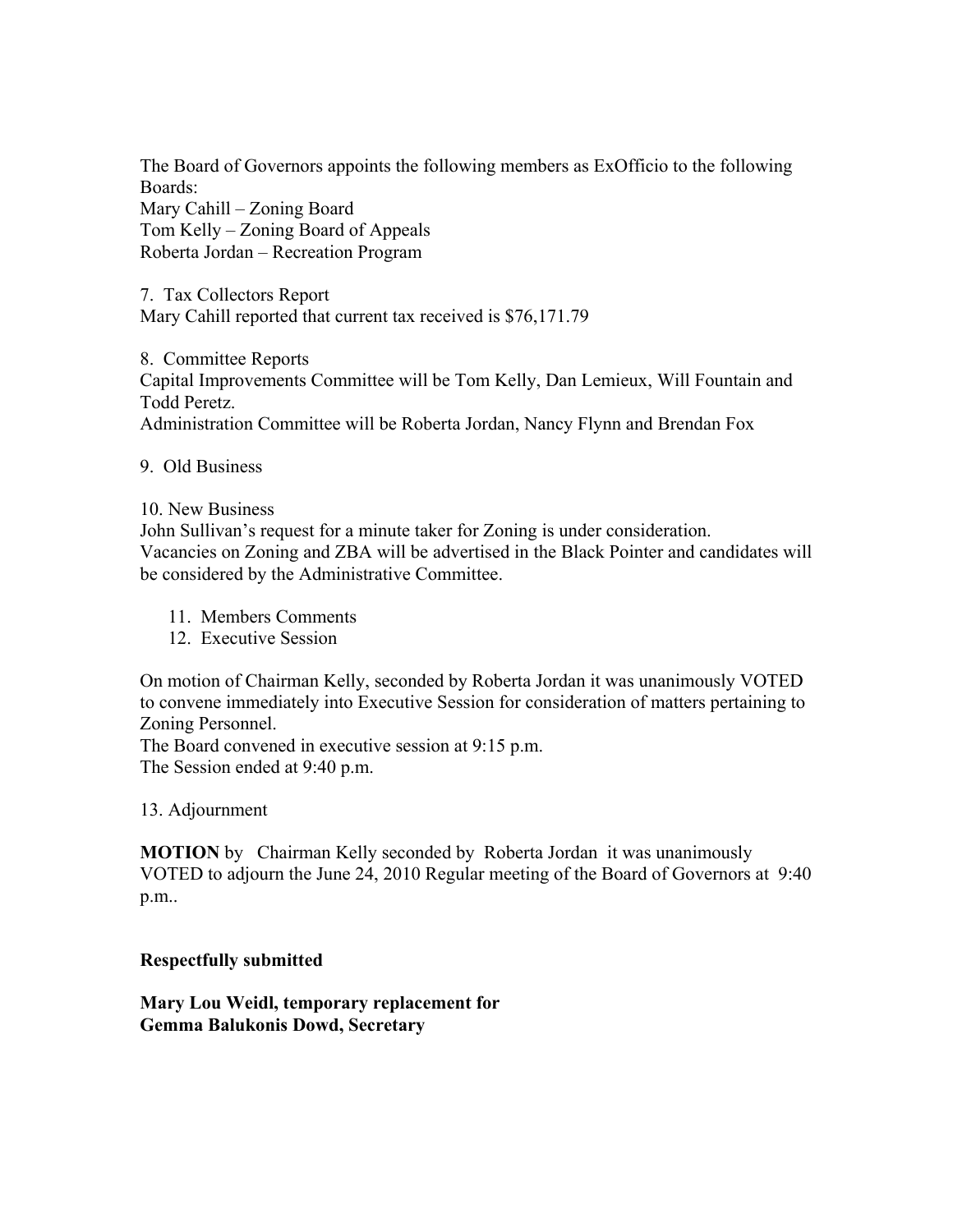The Board of Governors appoints the following members as ExOfficio to the following Boards:
Mary Cahill – Zoning Board
Tom Kelly – Zoning Board of Appeals
Roberta Jordan – Recreation Program

7. Tax Collectors Report
Mary Cahill reported that current tax received is $76,171.79

8. Committee Reports
Capital Improvements Committee will be Tom Kelly, Dan Lemieux, Will Fountain and Todd Peretz.
Administration Committee will be Roberta Jordan, Nancy Flynn and Brendan Fox

9. Old Business

10. New Business
John Sullivan's request for a minute taker for Zoning is under consideration.
Vacancies on Zoning and ZBA will be advertised in the Black Pointer and candidates will be considered by the Administrative Committee.

11. Members Comments
12. Executive Session

On motion of Chairman Kelly, seconded by Roberta Jordan it was unanimously VOTED to convene immediately into Executive Session for consideration of matters pertaining to Zoning Personnel.
The Board convened in executive session at 9:15 p.m.
The Session ended at 9:40 p.m.

13. Adjournment

**MOTION** by Chairman Kelly seconded by Roberta Jordan it was unanimously VOTED to adjourn the June 24, 2010 Regular meeting of the Board of Governors at 9:40 p.m..

**Respectfully submitted**

**Mary Lou Weidl, temporary replacement for**
**Gemma Balukonis Dowd, Secretary**